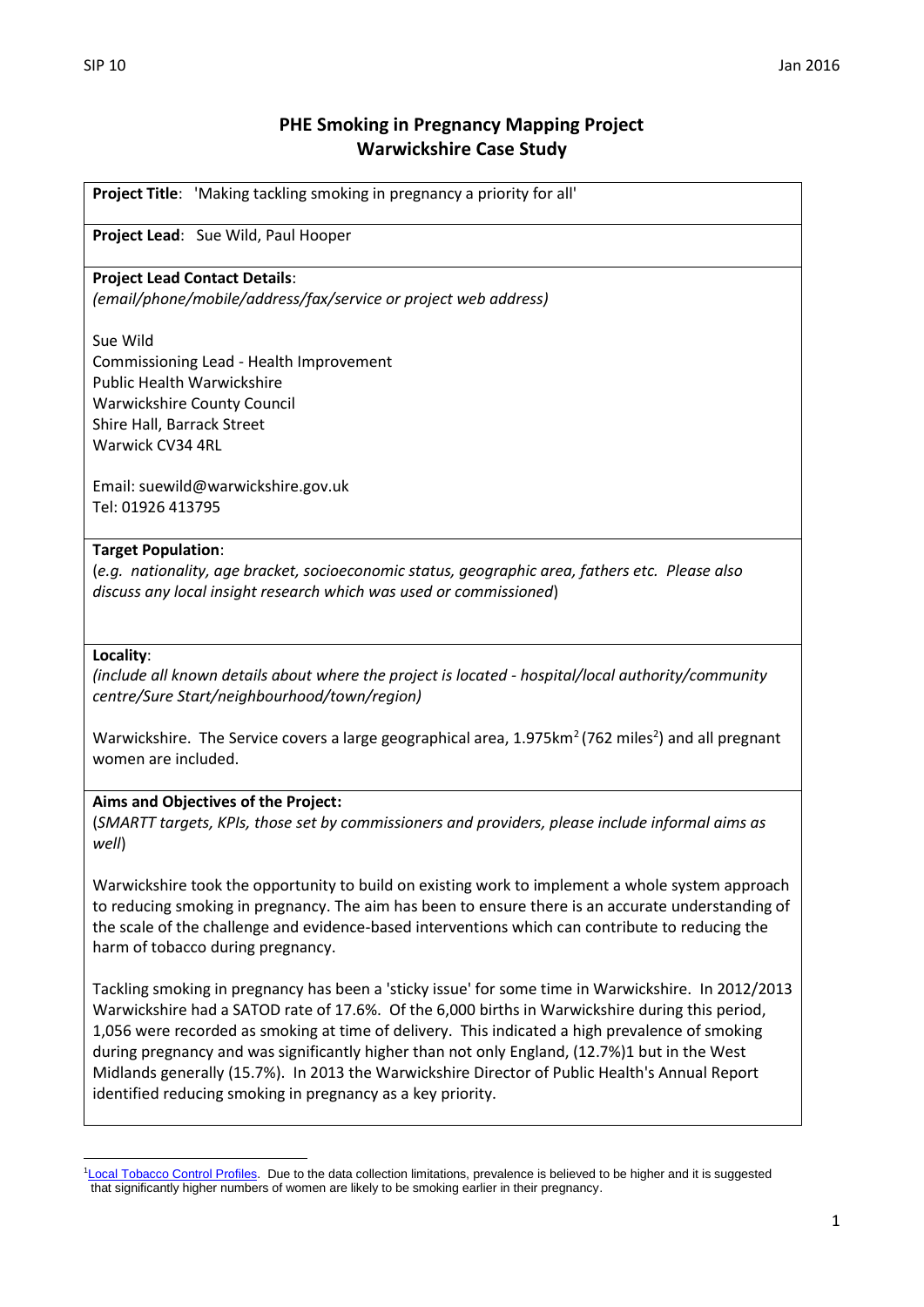# PHE Smoking in Pregnancy Mapping Project
## Warwickshire Case Study

**Project Title**: 'Making tackling smoking in pregnancy a priority for all'

**Project Lead**: Sue Wild, Paul Hooper

**Project Lead Contact Details**:
*(email/phone/mobile/address/fax/service or project web address)*

Sue Wild
Commissioning Lead - Health Improvement
Public Health Warwickshire
Warwickshire County Council
Shire Hall, Barrack Street
Warwick CV34 4RL

Email: suewild@warwickshire.gov.uk
Tel: 01926 413795

**Target Population**:
(*e.g. nationality, age bracket, socioeconomic status, geographic area, fathers etc. Please also discuss any local insight research which was used or commissioned*)

**Locality**:
*(include all known details about where the project is located - hospital/local authority/community centre/Sure Start/neighbourhood/town/region)*

Warwickshire. The Service covers a large geographical area, 1.975km$^2$ (762 miles$^2$) and all pregnant women are included.

**Aims and Objectives of the Project:**
(*SMARTT targets, KPIs, those set by commissioners and providers, please include informal aims as well*)

Warwickshire took the opportunity to build on existing work to implement a whole system approach to reducing smoking in pregnancy. The aim has been to ensure there is an accurate understanding of the scale of the challenge and evidence-based interventions which can contribute to reducing the harm of tobacco during pregnancy.

Tackling smoking in pregnancy has been a 'sticky issue' for some time in Warwickshire. In 2012/2013 Warwickshire had a SATOD rate of 17.6%. Of the 6,000 births in Warwickshire during this period, 1,056 were recorded as smoking at time of delivery. This indicated a high prevalence of smoking during pregnancy and was significantly higher than not only England, (12.7%)1 but in the West Midlands generally (15.7%). In 2013 the Warwickshire Director of Public Health's Annual Report identified reducing smoking in pregnancy as a key priority.

[1] Local Tobacco Control Profiles. Due to the data collection limitations, prevalence is believed to be higher and it is suggested that significantly higher numbers of women are likely to be smoking earlier in their pregnancy.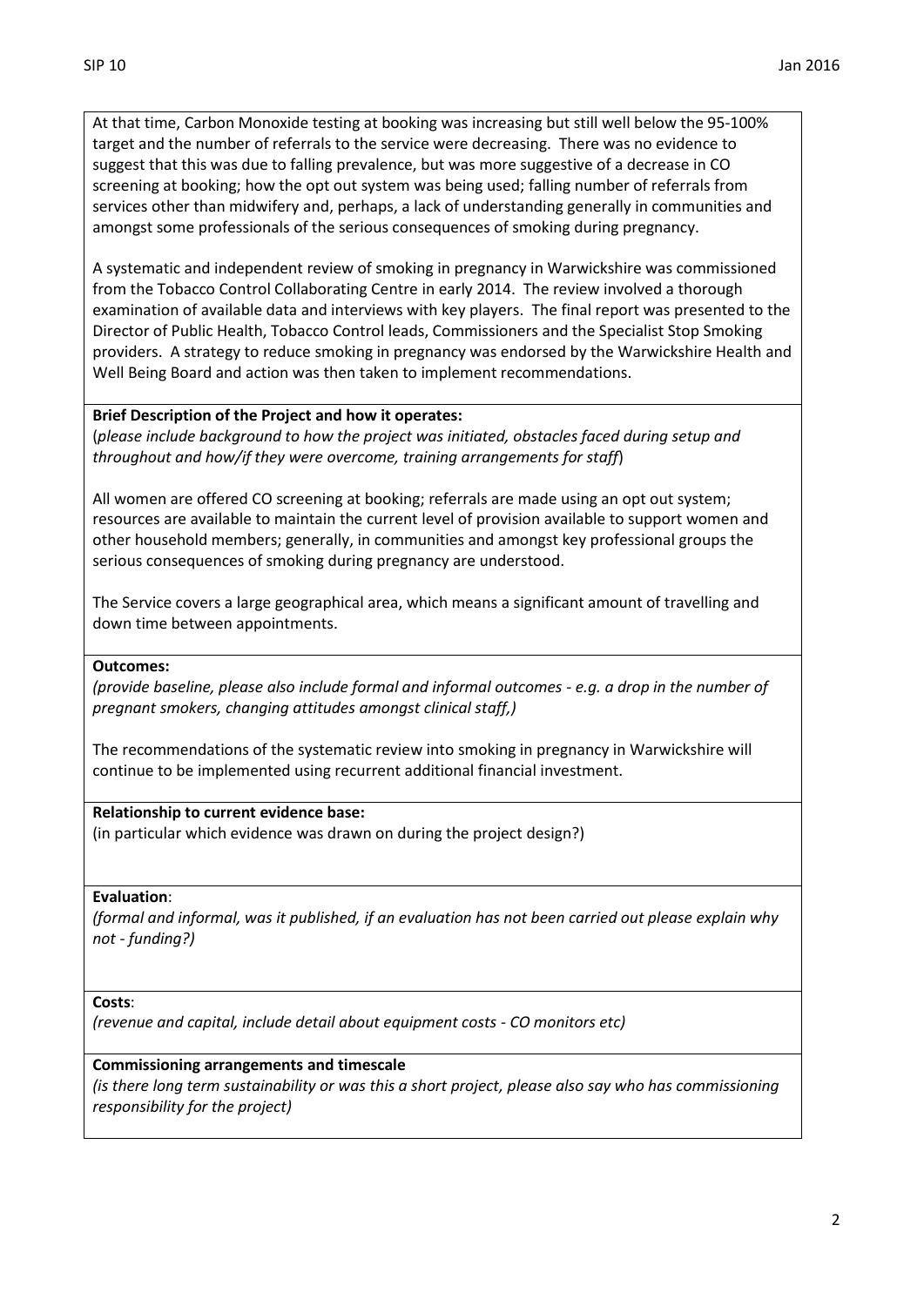At that time, Carbon Monoxide testing at booking was increasing but still well below the 95-100% target and the number of referrals to the service were decreasing. There was no evidence to suggest that this was due to falling prevalence, but was more suggestive of a decrease in CO screening at booking; how the opt out system was being used; falling number of referrals from services other than midwifery and, perhaps, a lack of understanding generally in communities and amongst some professionals of the serious consequences of smoking during pregnancy.

A systematic and independent review of smoking in pregnancy in Warwickshire was commissioned from the Tobacco Control Collaborating Centre in early 2014. The review involved a thorough examination of available data and interviews with key players. The final report was presented to the Director of Public Health, Tobacco Control leads, Commissioners and the Specialist Stop Smoking providers. A strategy to reduce smoking in pregnancy was endorsed by the Warwickshire Health and Well Being Board and action was then taken to implement recommendations.

**Brief Description of the Project and how it operates:**
(*please include background to how the project was initiated, obstacles faced during setup and throughout and how/if they were overcome, training arrangements for staff*)

All women are offered CO screening at booking; referrals are made using an opt out system; resources are available to maintain the current level of provision available to support women and other household members; generally, in communities and amongst key professional groups the serious consequences of smoking during pregnancy are understood.

The Service covers a large geographical area, which means a significant amount of travelling and down time between appointments.

**Outcomes:**
*(provide baseline, please also include formal and informal outcomes - e.g. a drop in the number of pregnant smokers, changing attitudes amongst clinical staff,)*

The recommendations of the systematic review into smoking in pregnancy in Warwickshire will continue to be implemented using recurrent additional financial investment.

**Relationship to current evidence base:**
(in particular which evidence was drawn on during the project design?)

**Evaluation**:
*(formal and informal, was it published, if an evaluation has not been carried out please explain why not - funding?)*

**Costs**:
*(revenue and capital, include detail about equipment costs - CO monitors etc)*

**Commissioning arrangements and timescale**
*(is there long term sustainability or was this a short project, please also say who has commissioning responsibility for the project)*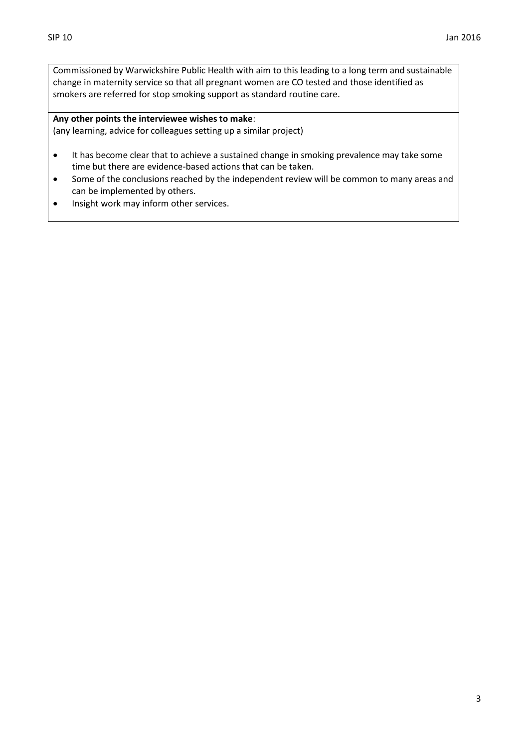Commissioned by Warwickshire Public Health with aim to this leading to a long term and sustainable change in maternity service so that all pregnant women are CO tested and those identified as smokers are referred for stop smoking support as standard routine care.

**Any other points the interviewee wishes to make**:
(any learning, advice for colleagues setting up a similar project)

- It has become clear that to achieve a sustained change in smoking prevalence may take some time but there are evidence-based actions that can be taken.
- Some of the conclusions reached by the independent review will be common to many areas and can be implemented by others.
- Insight work may inform other services.